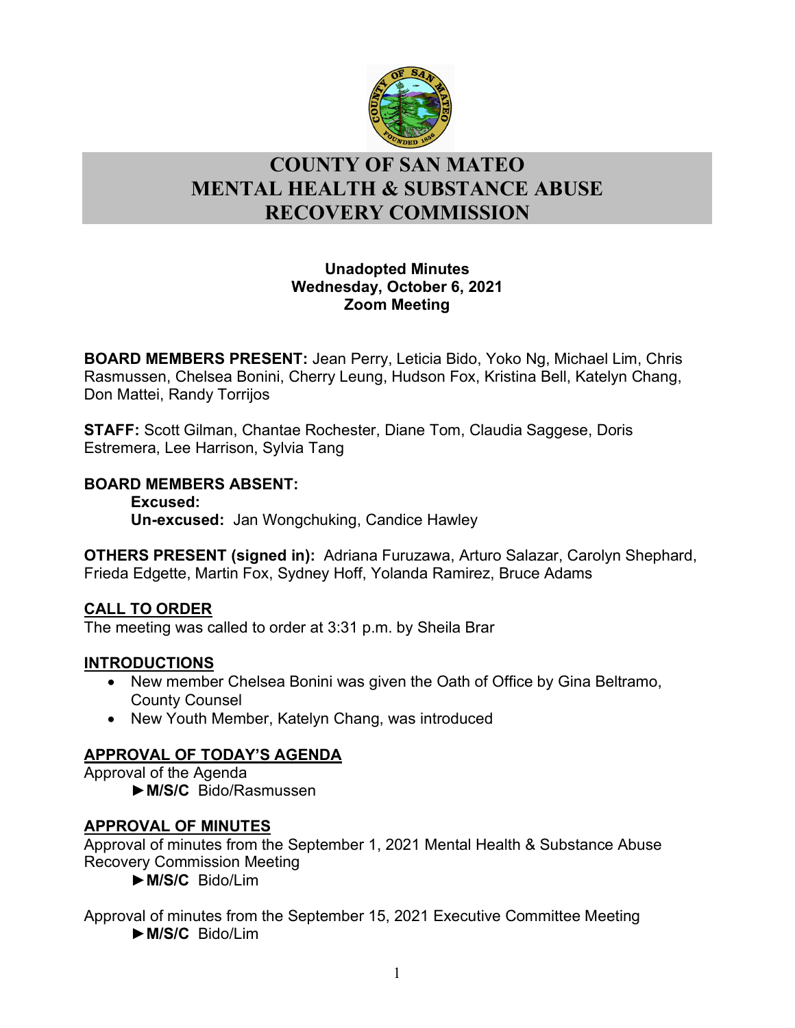# COUNTY OF SAN MATEO
# MENTAL HEALTH & SUBSTANCE ABUSE RECOVERY COMMISSION

**Unadopted Minutes**
**Wednesday, October 6, 2021**
**Zoom Meeting**

**BOARD MEMBERS PRESENT:** Jean Perry, Leticia Bido, Yoko Ng, Michael Lim, Chris Rasmussen, Chelsea Bonini, Cherry Leung, Hudson Fox, Kristina Bell, Katelyn Chang, Don Mattei, Randy Torrijos

**STAFF:** Scott Gilman, Chantae Rochester, Diane Tom, Claudia Saggese, Doris Estremera, Lee Harrison, Sylvia Tang

**BOARD MEMBERS ABSENT:**
**Excused:**
**Un-excused:** Jan Wongchuking, Candice Hawley

**OTHERS PRESENT (signed in):** Adriana Furuzawa, Arturo Salazar, Carolyn Shephard, Frieda Edgette, Martin Fox, Sydney Hoff, Yolanda Ramirez, Bruce Adams

## CALL TO ORDER

The meeting was called to order at 3:31 p.m. by Sheila Brar

## INTRODUCTIONS

- New member Chelsea Bonini was given the Oath of Office by Gina Beltramo, County Counsel
- New Youth Member, Katelyn Chang, was introduced

## APPROVAL OF TODAY'S AGENDA

Approval of the Agenda
►**M/S/C** Bido/Rasmussen

## APPROVAL OF MINUTES

Approval of minutes from the September 1, 2021 Mental Health & Substance Abuse Recovery Commission Meeting
►**M/S/C** Bido/Lim

Approval of minutes from the September 15, 2021 Executive Committee Meeting
►**M/S/C** Bido/Lim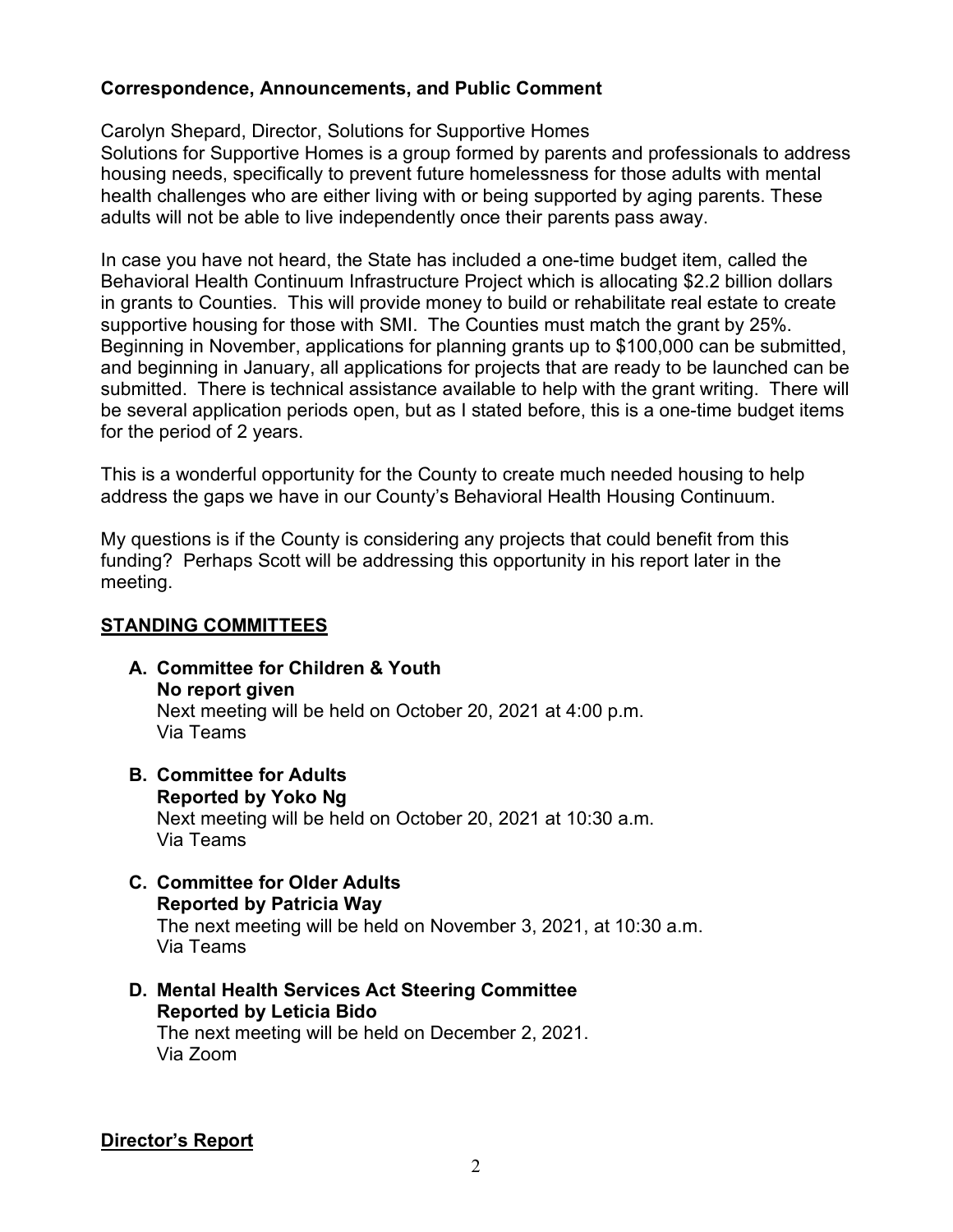**Correspondence, Announcements, and Public Comment**

Carolyn Shepard, Director, Solutions for Supportive Homes
Solutions for Supportive Homes is a group formed by parents and professionals to address housing needs, specifically to prevent future homelessness for those adults with mental health challenges who are either living with or being supported by aging parents. These adults will not be able to live independently once their parents pass away.

In case you have not heard, the State has included a one-time budget item, called the Behavioral Health Continuum Infrastructure Project which is allocating $2.2 billion dollars in grants to Counties. This will provide money to build or rehabilitate real estate to create supportive housing for those with SMI. The Counties must match the grant by 25%. Beginning in November, applications for planning grants up to $100,000 can be submitted, and beginning in January, all applications for projects that are ready to be launched can be submitted. There is technical assistance available to help with the grant writing. There will be several application periods open, but as I stated before, this is a one-time budget items for the period of 2 years.

This is a wonderful opportunity for the County to create much needed housing to help address the gaps we have in our County's Behavioral Health Housing Continuum.

My questions is if the County is considering any projects that could benefit from this funding? Perhaps Scott will be addressing this opportunity in his report later in the meeting.

## STANDING COMMITTEES

**A. Committee for Children & Youth**
**No report given**
Next meeting will be held on October 20, 2021 at 4:00 p.m.
Via Teams

**B. Committee for Adults**
**Reported by Yoko Ng**
Next meeting will be held on October 20, 2021 at 10:30 a.m.
Via Teams

**C. Committee for Older Adults**
**Reported by Patricia Way**
The next meeting will be held on November 3, 2021, at 10:30 a.m.
Via Teams

**D. Mental Health Services Act Steering Committee**
**Reported by Leticia Bido**
The next meeting will be held on December 2, 2021.
Via Zoom

## Director's Report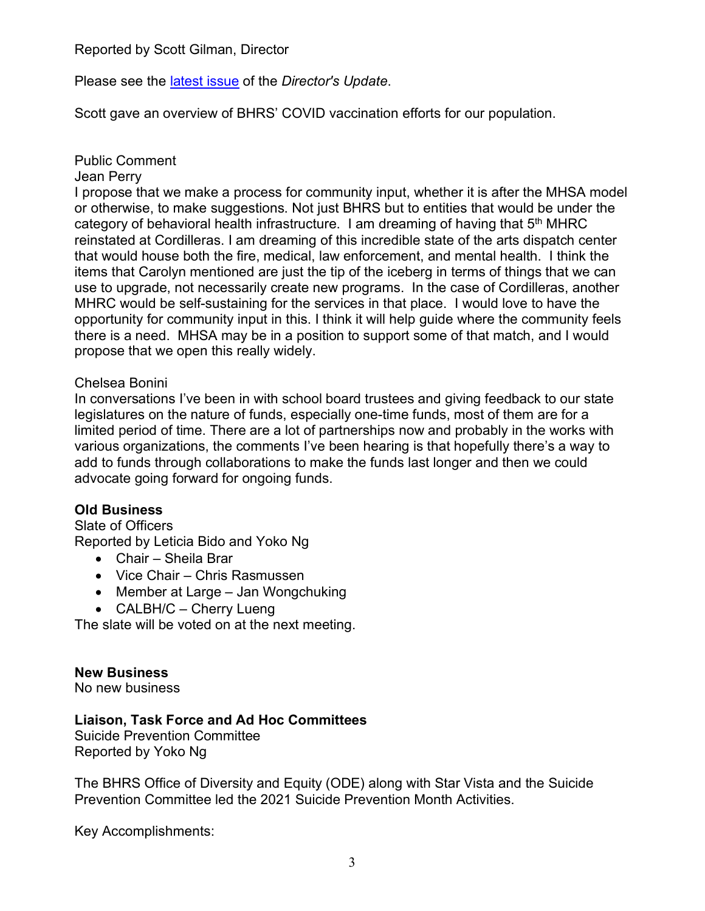Reported by Scott Gilman, Director

Please see the [latest issue](#) of the *Director's Update*.

Scott gave an overview of BHRS' COVID vaccination efforts for our population.

Public Comment

Jean Perry

I propose that we make a process for community input, whether it is after the MHSA model or otherwise, to make suggestions. Not just BHRS but to entities that would be under the category of behavioral health infrastructure. I am dreaming of having that 5th MHRC reinstated at Cordilleras. I am dreaming of this incredible state of the arts dispatch center that would house both the fire, medical, law enforcement, and mental health. I think the items that Carolyn mentioned are just the tip of the iceberg in terms of things that we can use to upgrade, not necessarily create new programs. In the case of Cordilleras, another MHRC would be self-sustaining for the services in that place. I would love to have the opportunity for community input in this. I think it will help guide where the community feels there is a need. MHSA may be in a position to support some of that match, and I would propose that we open this really widely.

Chelsea Bonini

In conversations I've been in with school board trustees and giving feedback to our state legislatures on the nature of funds, especially one-time funds, most of them are for a limited period of time. There are a lot of partnerships now and probably in the works with various organizations, the comments I've been hearing is that hopefully there's a way to add to funds through collaborations to make the funds last longer and then we could advocate going forward for ongoing funds.

**Old Business**

Slate of Officers

Reported by Leticia Bido and Yoko Ng

- Chair – Sheila Brar
- Vice Chair – Chris Rasmussen
- Member at Large – Jan Wongchuking
- CALBH/C – Cherry Lueng

The slate will be voted on at the next meeting.

**New Business**

No new business

**Liaison, Task Force and Ad Hoc Committees**

Suicide Prevention Committee

Reported by Yoko Ng

The BHRS Office of Diversity and Equity (ODE) along with Star Vista and the Suicide Prevention Committee led the 2021 Suicide Prevention Month Activities.

Key Accomplishments: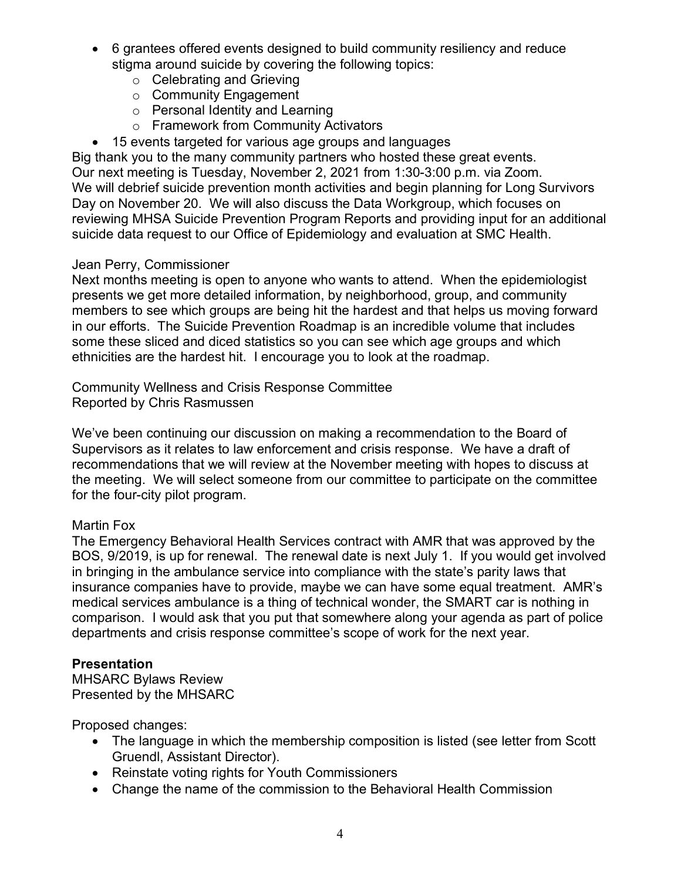- 6 grantees offered events designed to build community resiliency and reduce stigma around suicide by covering the following topics:
  - Celebrating and Grieving
  - Community Engagement
  - Personal Identity and Learning
  - Framework from Community Activators
- 15 events targeted for various age groups and languages

Big thank you to the many community partners who hosted these great events. Our next meeting is Tuesday, November 2, 2021 from 1:30-3:00 p.m. via Zoom. We will debrief suicide prevention month activities and begin planning for Long Survivors Day on November 20. We will also discuss the Data Workgroup, which focuses on reviewing MHSA Suicide Prevention Program Reports and providing input for an additional suicide data request to our Office of Epidemiology and evaluation at SMC Health.

Jean Perry, Commissioner
Next months meeting is open to anyone who wants to attend. When the epidemiologist presents we get more detailed information, by neighborhood, group, and community members to see which groups are being hit the hardest and that helps us moving forward in our efforts. The Suicide Prevention Roadmap is an incredible volume that includes some these sliced and diced statistics so you can see which age groups and which ethnicities are the hardest hit. I encourage you to look at the roadmap.

Community Wellness and Crisis Response Committee
Reported by Chris Rasmussen

We've been continuing our discussion on making a recommendation to the Board of Supervisors as it relates to law enforcement and crisis response. We have a draft of recommendations that we will review at the November meeting with hopes to discuss at the meeting. We will select someone from our committee to participate on the committee for the four-city pilot program.

Martin Fox
The Emergency Behavioral Health Services contract with AMR that was approved by the BOS, 9/2019, is up for renewal. The renewal date is next July 1. If you would get involved in bringing in the ambulance service into compliance with the state's parity laws that insurance companies have to provide, maybe we can have some equal treatment. AMR's medical services ambulance is a thing of technical wonder, the SMART car is nothing in comparison. I would ask that you put that somewhere along your agenda as part of police departments and crisis response committee's scope of work for the next year.

**Presentation**
MHSARC Bylaws Review
Presented by the MHSARC

Proposed changes:

- The language in which the membership composition is listed (see letter from Scott Gruendl, Assistant Director).
- Reinstate voting rights for Youth Commissioners
- Change the name of the commission to the Behavioral Health Commission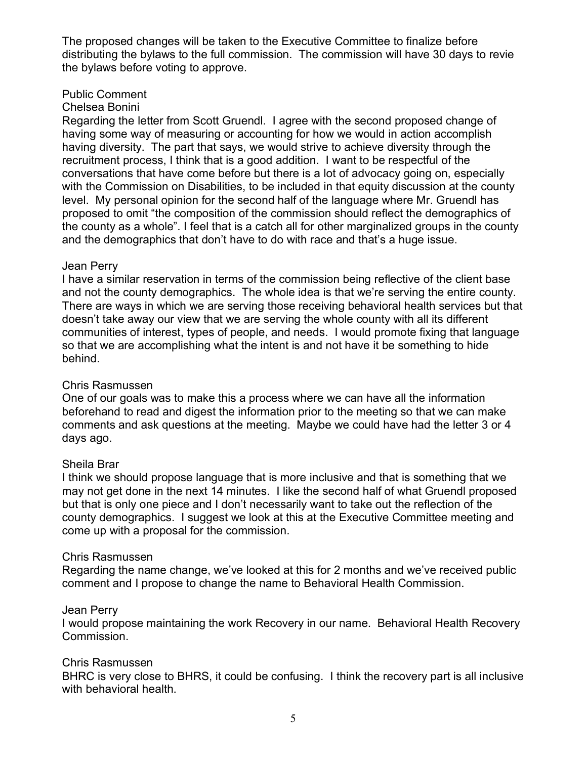The proposed changes will be taken to the Executive Committee to finalize before distributing the bylaws to the full commission. The commission will have 30 days to revie the bylaws before voting to approve.

Public Comment

Chelsea Bonini

Regarding the letter from Scott Gruendl. I agree with the second proposed change of having some way of measuring or accounting for how we would in action accomplish having diversity. The part that says, we would strive to achieve diversity through the recruitment process, I think that is a good addition. I want to be respectful of the conversations that have come before but there is a lot of advocacy going on, especially with the Commission on Disabilities, to be included in that equity discussion at the county level. My personal opinion for the second half of the language where Mr. Gruendl has proposed to omit "the composition of the commission should reflect the demographics of the county as a whole". I feel that is a catch all for other marginalized groups in the county and the demographics that don't have to do with race and that's a huge issue.

Jean Perry

I have a similar reservation in terms of the commission being reflective of the client base and not the county demographics. The whole idea is that we're serving the entire county. There are ways in which we are serving those receiving behavioral health services but that doesn't take away our view that we are serving the whole county with all its different communities of interest, types of people, and needs. I would promote fixing that language so that we are accomplishing what the intent is and not have it be something to hide behind.

Chris Rasmussen

One of our goals was to make this a process where we can have all the information beforehand to read and digest the information prior to the meeting so that we can make comments and ask questions at the meeting. Maybe we could have had the letter 3 or 4 days ago.

Sheila Brar

I think we should propose language that is more inclusive and that is something that we may not get done in the next 14 minutes. I like the second half of what Gruendl proposed but that is only one piece and I don't necessarily want to take out the reflection of the county demographics. I suggest we look at this at the Executive Committee meeting and come up with a proposal for the commission.

Chris Rasmussen

Regarding the name change, we've looked at this for 2 months and we've received public comment and I propose to change the name to Behavioral Health Commission.

Jean Perry

I would propose maintaining the work Recovery in our name. Behavioral Health Recovery Commission.

Chris Rasmussen

BHRC is very close to BHRS, it could be confusing. I think the recovery part is all inclusive with behavioral health.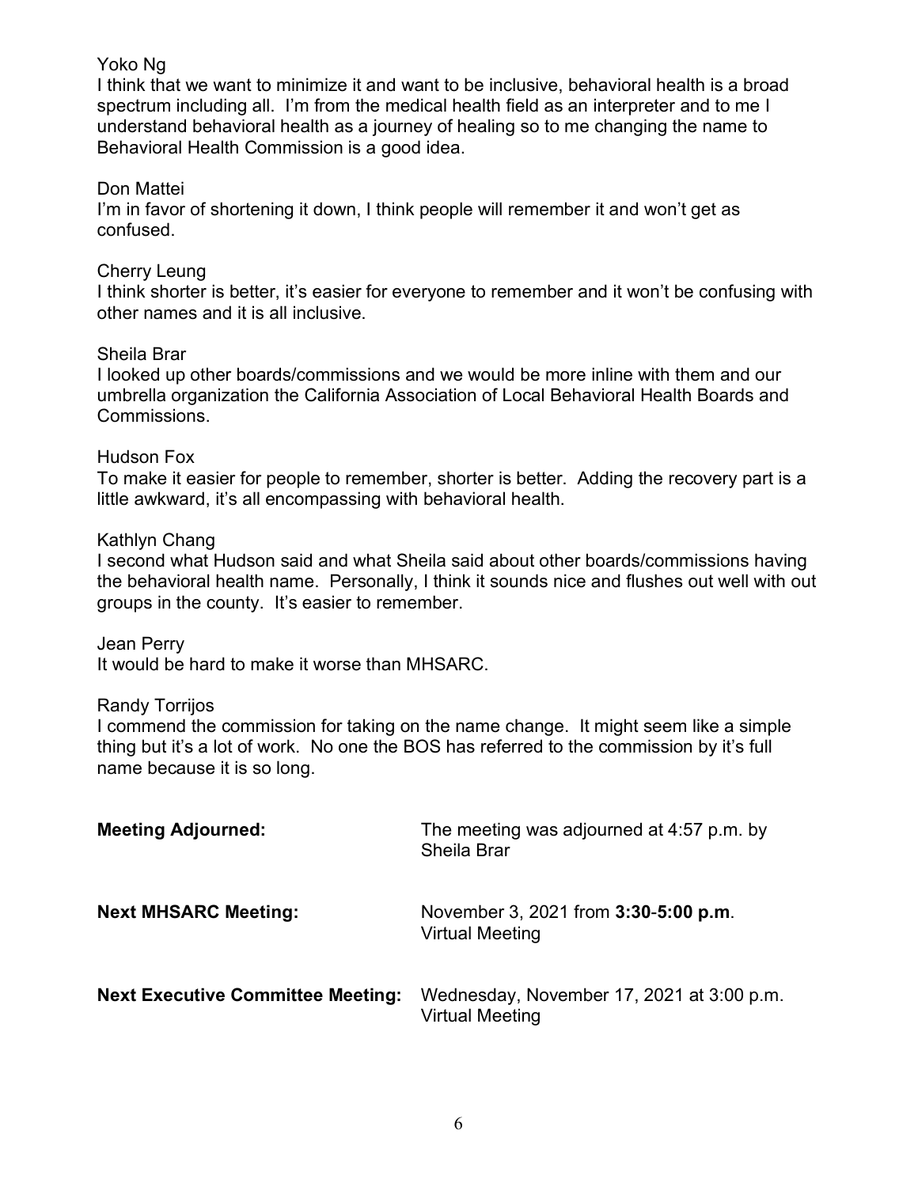Yoko Ng
I think that we want to minimize it and want to be inclusive, behavioral health is a broad spectrum including all. I'm from the medical health field as an interpreter and to me I understand behavioral health as a journey of healing so to me changing the name to Behavioral Health Commission is a good idea.

Don Mattei
I'm in favor of shortening it down, I think people will remember it and won't get as confused.

Cherry Leung
I think shorter is better, it's easier for everyone to remember and it won't be confusing with other names and it is all inclusive.

Sheila Brar
I looked up other boards/commissions and we would be more inline with them and our umbrella organization the California Association of Local Behavioral Health Boards and Commissions.

Hudson Fox
To make it easier for people to remember, shorter is better. Adding the recovery part is a little awkward, it's all encompassing with behavioral health.

Kathlyn Chang
I second what Hudson said and what Sheila said about other boards/commissions having the behavioral health name. Personally, I think it sounds nice and flushes out well with out groups in the county. It's easier to remember.

Jean Perry
It would be hard to make it worse than MHSARC.

Randy Torrijos
I commend the commission for taking on the name change. It might seem like a simple thing but it's a lot of work. No one the BOS has referred to the commission by it's full name because it is so long.

**Meeting Adjourned:** The meeting was adjourned at 4:57 p.m. by Sheila Brar

**Next MHSARC Meeting:** November 3, 2021 from **3:30-5:00 p.m**. Virtual Meeting

**Next Executive Committee Meeting:** Wednesday, November 17, 2021 at 3:00 p.m. Virtual Meeting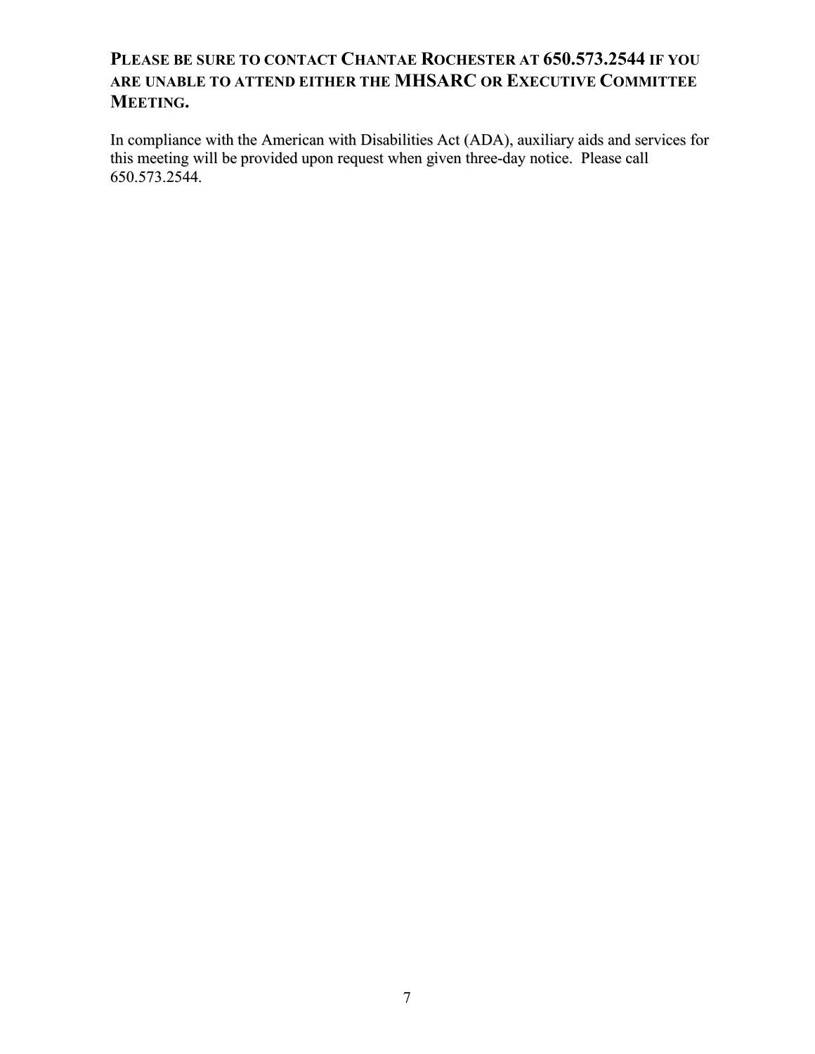**PLEASE BE SURE TO CONTACT CHANTAE ROCHESTER AT 650.573.2544 IF YOU ARE UNABLE TO ATTEND EITHER THE MHSARC OR EXECUTIVE COMMITTEE MEETING.**

In compliance with the American with Disabilities Act (ADA), auxiliary aids and services for this meeting will be provided upon request when given three-day notice. Please call 650.573.2544.